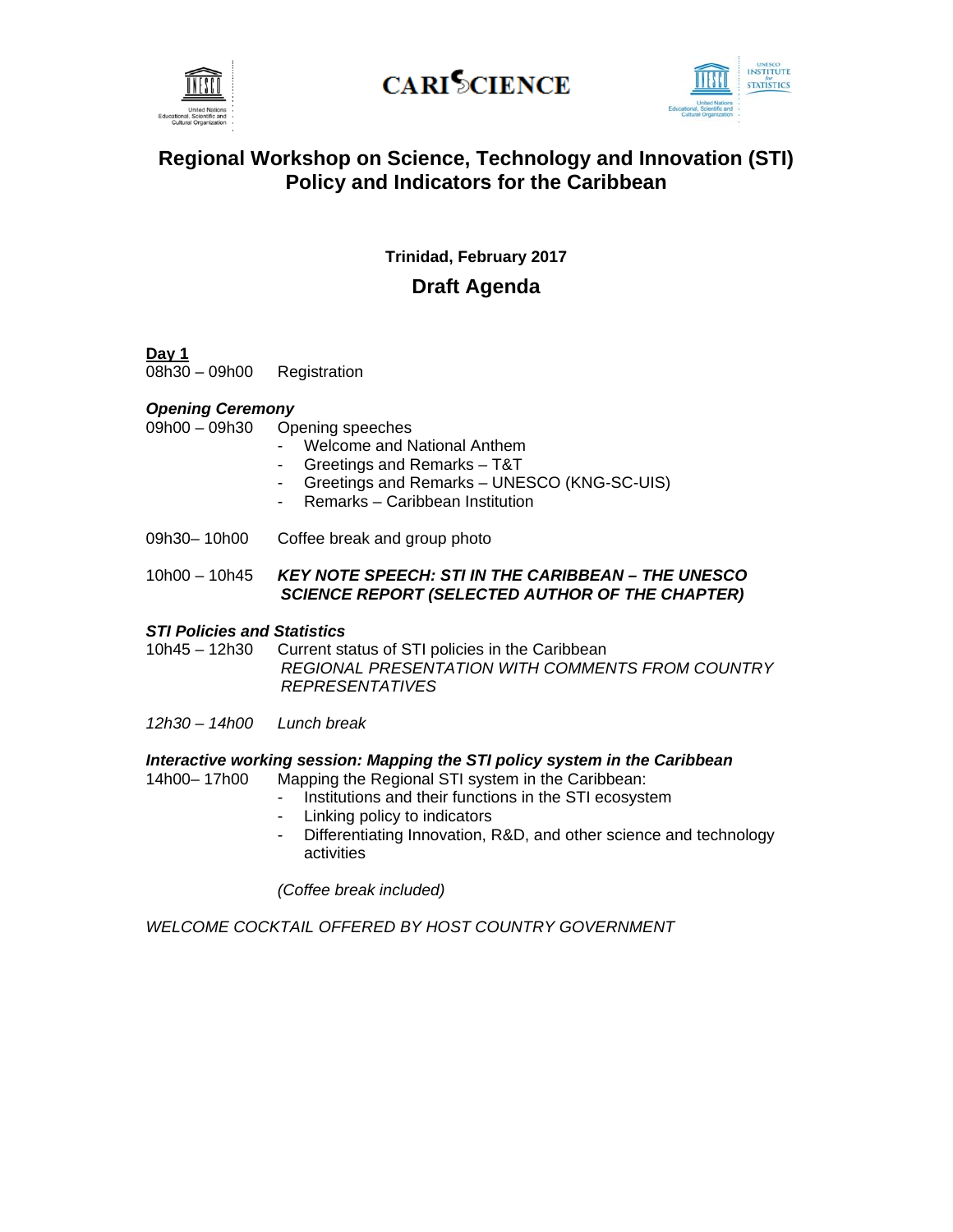CARISCIENCE

# Regional Workshop on Science, Technology and Innovation (STI) Policy and Indicators for the Caribbean

**Trinidad, February 2017**

## Draft Agenda

**Day 1**

08h30 – 09h00 Registration

***Opening Ceremony***

09h00 – 09h30 Opening speeches

- Welcome and National Anthem
- Greetings and Remarks – T&T
- Greetings and Remarks – UNESCO (KNG-SC-UIS)
- Remarks – Caribbean Institution

09h30– 10h00 Coffee break and group photo

10h00 – 10h45 ***KEY NOTE SPEECH: STI IN THE CARIBBEAN – THE UNESCO SCIENCE REPORT (SELECTED AUTHOR OF THE CHAPTER)***

***STI Policies and Statistics***

10h45 – 12h30 Current status of STI policies in the Caribbean
*REGIONAL PRESENTATION WITH COMMENTS FROM COUNTRY REPRESENTATIVES*

*12h30 – 14h00 Lunch break*

***Interactive working session: Mapping the STI policy system in the Caribbean***

14h00– 17h00 Mapping the Regional STI system in the Caribbean:

- Institutions and their functions in the STI ecosystem
- Linking policy to indicators
- Differentiating Innovation, R&D, and other science and technology activities

*(Coffee break included)*

*WELCOME COCKTAIL OFFERED BY HOST COUNTRY GOVERNMENT*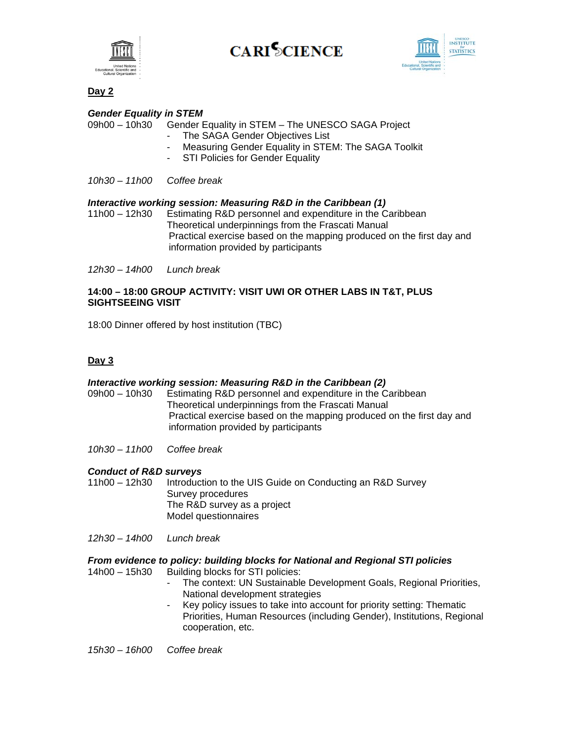## Day 2

***Gender Equality in STEM***

09h00 – 10h30 Gender Equality in STEM – The UNESCO SAGA Project

- The SAGA Gender Objectives List
- Measuring Gender Equality in STEM: The SAGA Toolkit
- STI Policies for Gender Equality

*10h30 – 11h00 Coffee break*

***Interactive working session: Measuring R&D in the Caribbean (1)***

11h00 – 12h30 Estimating R&D personnel and expenditure in the Caribbean
Theoretical underpinnings from the Frascati Manual
Practical exercise based on the mapping produced on the first day and information provided by participants

*12h30 – 14h00 Lunch break*

**14:00 – 18:00 GROUP ACTIVITY: VISIT UWI OR OTHER LABS IN T&T, PLUS SIGHTSEEING VISIT**

18:00 Dinner offered by host institution (TBC)

## Day 3

***Interactive working session: Measuring R&D in the Caribbean (2)***

09h00 – 10h30 Estimating R&D personnel and expenditure in the Caribbean
Theoretical underpinnings from the Frascati Manual
Practical exercise based on the mapping produced on the first day and information provided by participants

*10h30 – 11h00 Coffee break*

***Conduct of R&D surveys***

11h00 – 12h30 Introduction to the UIS Guide on Conducting an R&D Survey
Survey procedures
The R&D survey as a project
Model questionnaires

*12h30 – 14h00 Lunch break*

***From evidence to policy: building blocks for National and Regional STI policies***

14h00 – 15h30 Building blocks for STI policies:

- The context: UN Sustainable Development Goals, Regional Priorities, National development strategies
- Key policy issues to take into account for priority setting: Thematic Priorities, Human Resources (including Gender), Institutions, Regional cooperation, etc.

*15h30 – 16h00 Coffee break*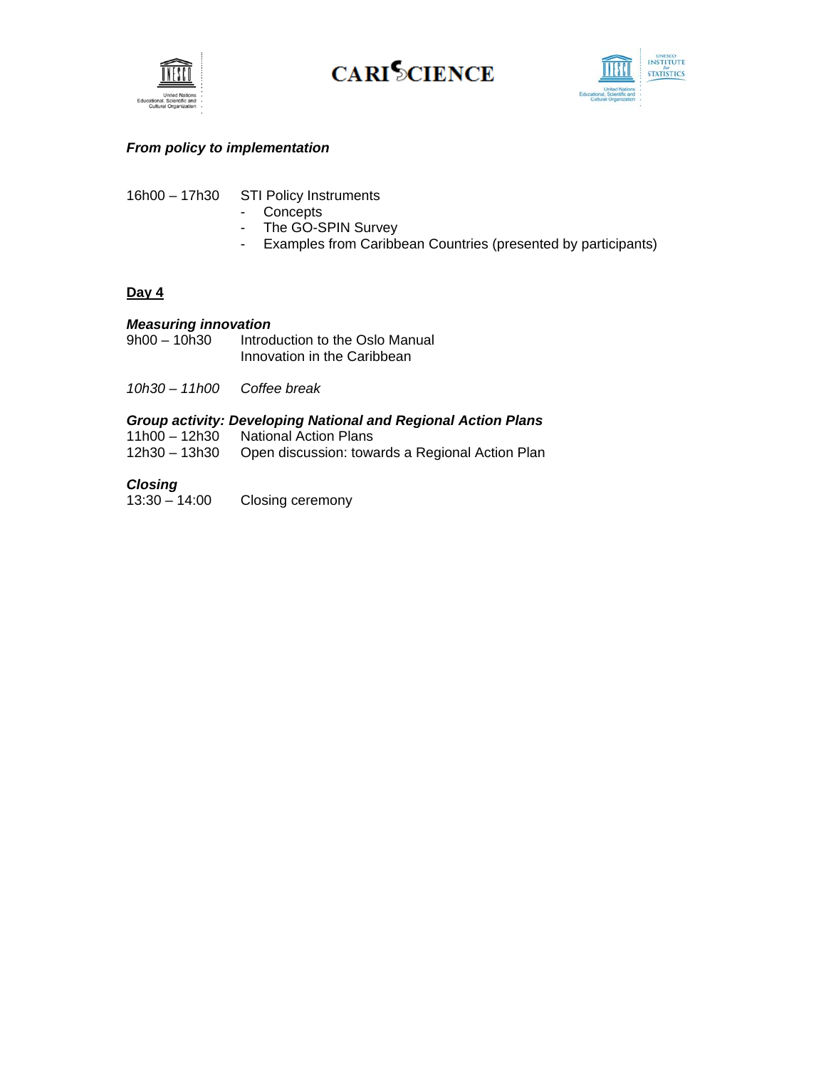***From policy to implementation***

16h00 – 17h30 STI Policy Instruments

- Concepts
- The GO-SPIN Survey
- Examples from Caribbean Countries (presented by participants)

**Day 4**

***Measuring innovation***

9h00 – 10h30 Introduction to the Oslo Manual
Innovation in the Caribbean

*10h30 – 11h00 Coffee break*

***Group activity: Developing National and Regional Action Plans***

11h00 – 12h30 National Action Plans
12h30 – 13h30 Open discussion: towards a Regional Action Plan

***Closing***

13:30 – 14:00 Closing ceremony